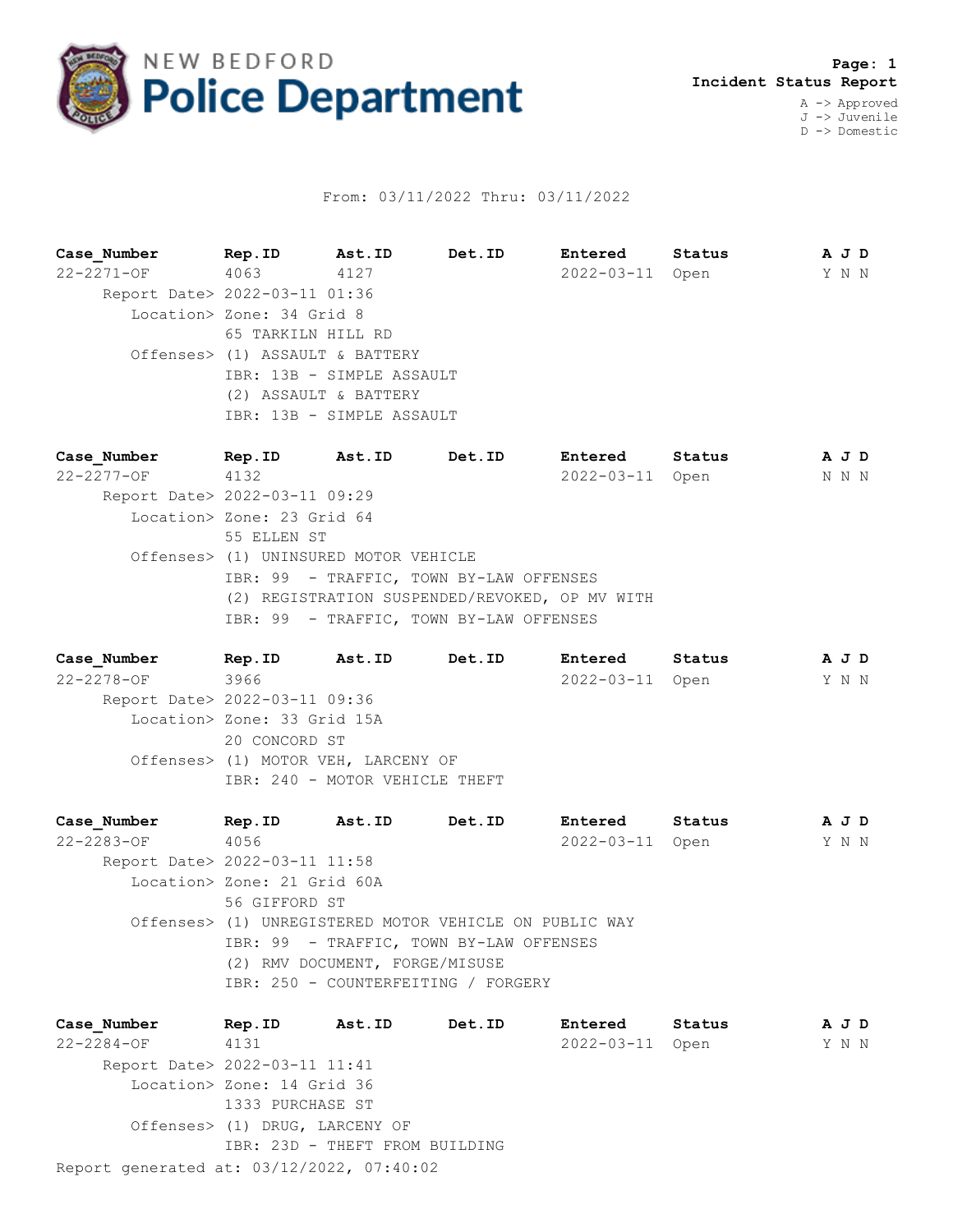# NEW BEDFORD Police Department

**Page: 1**
**Incident Status Report**

A -> Approved
J -> Juvenile
D -> Domestic

From: 03/11/2022 Thru: 03/11/2022

| Case_Number | Rep.ID | Ast.ID | Det.ID | Entered | Status | A J D |
|---|---|---|---|---|---|---|
| 22-2271-OF | 4063 | 4127 | | 2022-03-11 | Open | Y N N |

Report Date> 2022-03-11 01:36
Location> Zone: 34 Grid 8
65 TARKILN HILL RD
Offenses> (1) ASSAULT & BATTERY
IBR: 13B - SIMPLE ASSAULT
(2) ASSAULT & BATTERY
IBR: 13B - SIMPLE ASSAULT

| Case_Number | Rep.ID | Ast.ID | Det.ID | Entered | Status | A J D |
|---|---|---|---|---|---|---|
| 22-2277-OF | 4132 | | | 2022-03-11 | Open | N N N |

Report Date> 2022-03-11 09:29
Location> Zone: 23 Grid 64
55 ELLEN ST
Offenses> (1) UNINSURED MOTOR VEHICLE
IBR: 99 - TRAFFIC, TOWN BY-LAW OFFENSES
(2) REGISTRATION SUSPENDED/REVOKED, OP MV WITH
IBR: 99 - TRAFFIC, TOWN BY-LAW OFFENSES

| Case_Number | Rep.ID | Ast.ID | Det.ID | Entered | Status | A J D |
|---|---|---|---|---|---|---|
| 22-2278-OF | 3966 | | | 2022-03-11 | Open | Y N N |

Report Date> 2022-03-11 09:36
Location> Zone: 33 Grid 15A
20 CONCORD ST
Offenses> (1) MOTOR VEH, LARCENY OF
IBR: 240 - MOTOR VEHICLE THEFT

| Case_Number | Rep.ID | Ast.ID | Det.ID | Entered | Status | A J D |
|---|---|---|---|---|---|---|
| 22-2283-OF | 4056 | | | 2022-03-11 | Open | Y N N |

Report Date> 2022-03-11 11:58
Location> Zone: 21 Grid 60A
56 GIFFORD ST
Offenses> (1) UNREGISTERED MOTOR VEHICLE ON PUBLIC WAY
IBR: 99 - TRAFFIC, TOWN BY-LAW OFFENSES
(2) RMV DOCUMENT, FORGE/MISUSE
IBR: 250 - COUNTERFEITING / FORGERY

| Case_Number | Rep.ID | Ast.ID | Det.ID | Entered | Status | A J D |
|---|---|---|---|---|---|---|
| 22-2284-OF | 4131 | | | 2022-03-11 | Open | Y N N |

Report Date> 2022-03-11 11:41
Location> Zone: 14 Grid 36
1333 PURCHASE ST
Offenses> (1) DRUG, LARCENY OF
IBR: 23D - THEFT FROM BUILDING

Report generated at: 03/12/2022, 07:40:02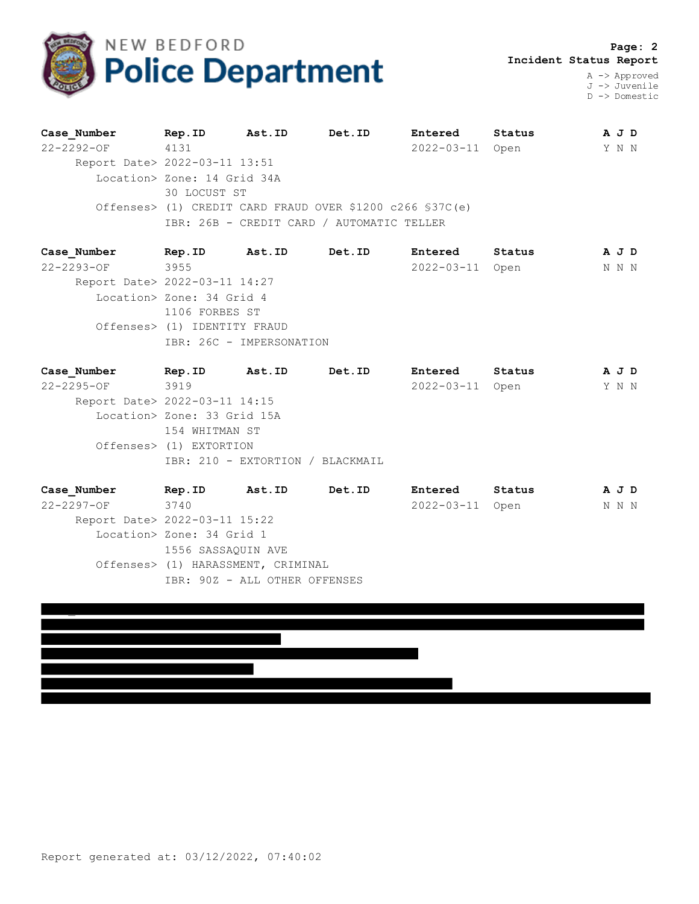# NEW BEDFORD Police Department

**Incident Status Report**

A -> Approved
J -> Juvenile
D -> Domestic

| Case_Number | Rep.ID | Ast.ID | Det.ID | Entered | Status | A | J | D |
|---|---|---|---|---|---|---|---|---|
| 22-2292-OF | 4131 | | | 2022-03-11 | Open | Y | N | N |

Report Date> 2022-03-11 13:51
Location> Zone: 14 Grid 34A
30 LOCUST ST
Offenses> (1) CREDIT CARD FRAUD OVER $1200 c266 §37C(e)
IBR: 26B - CREDIT CARD / AUTOMATIC TELLER

| Case_Number | Rep.ID | Ast.ID | Det.ID | Entered | Status | A | J | D |
|---|---|---|---|---|---|---|---|---|
| 22-2293-OF | 3955 | | | 2022-03-11 | Open | N | N | N |

Report Date> 2022-03-11 14:27
Location> Zone: 34 Grid 4
1106 FORBES ST
Offenses> (1) IDENTITY FRAUD
IBR: 26C - IMPERSONATION

| Case_Number | Rep.ID | Ast.ID | Det.ID | Entered | Status | A | J | D |
|---|---|---|---|---|---|---|---|---|
| 22-2295-OF | 3919 | | | 2022-03-11 | Open | Y | N | N |

Report Date> 2022-03-11 14:15
Location> Zone: 33 Grid 15A
154 WHITMAN ST
Offenses> (1) EXTORTION
IBR: 210 - EXTORTION / BLACKMAIL

| Case_Number | Rep.ID | Ast.ID | Det.ID | Entered | Status | A | J | D |
|---|---|---|---|---|---|---|---|---|
| 22-2297-OF | 3740 | | | 2022-03-11 | Open | N | N | N |

Report Date> 2022-03-11 15:22
Location> Zone: 34 Grid 1
1556 SASSAQUIN AVE
Offenses> (1) HARASSMENT, CRIMINAL
IBR: 90Z - ALL OTHER OFFENSES

Report generated at: 03/12/2022, 07:40:02